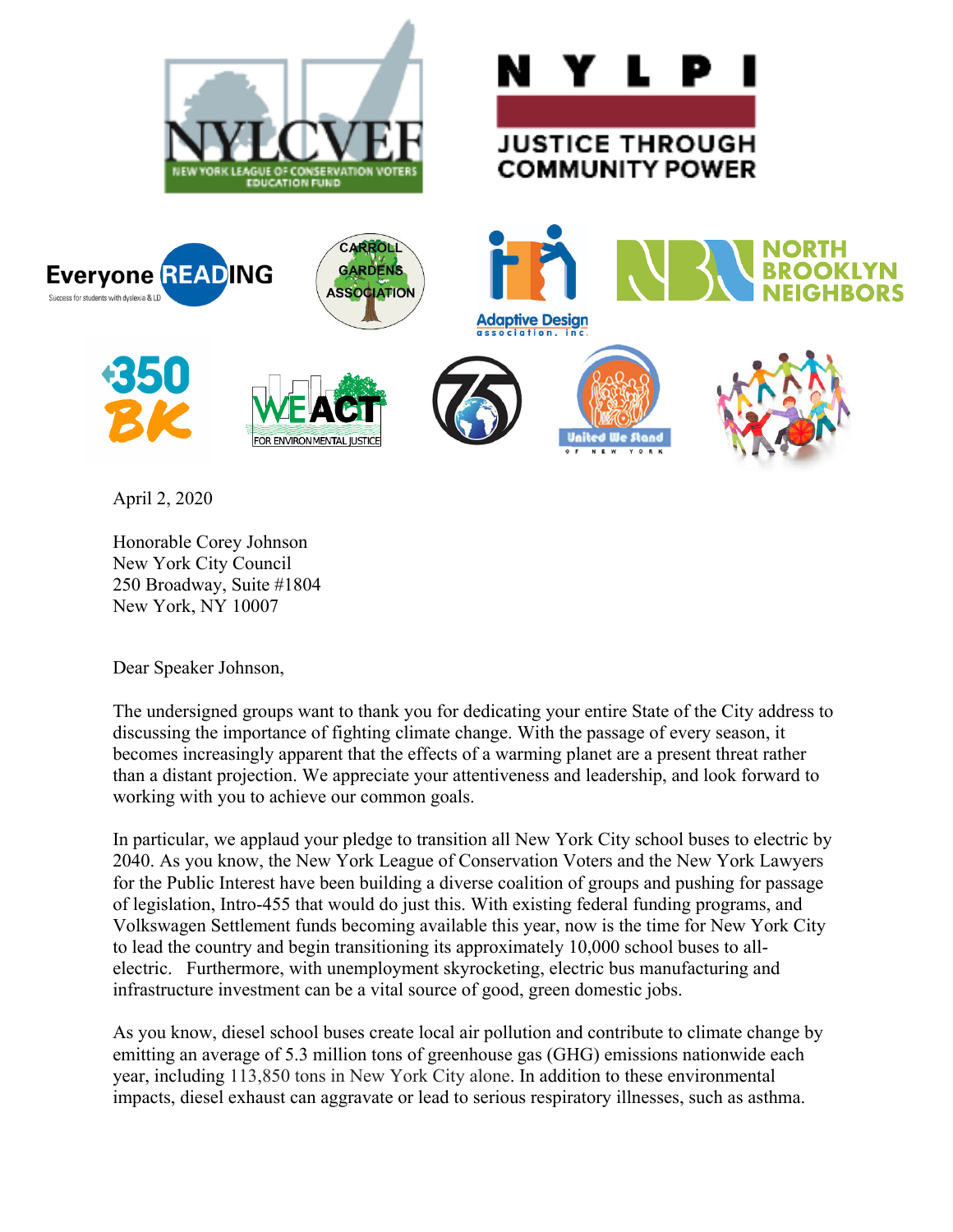April 2, 2020

Honorable Corey Johnson
New York City Council
250 Broadway, Suite #1804
New York, NY 10007

Dear Speaker Johnson,

The undersigned groups want to thank you for dedicating your entire State of the City address to discussing the importance of fighting climate change. With the passage of every season, it becomes increasingly apparent that the effects of a warming planet are a present threat rather than a distant projection. We appreciate your attentiveness and leadership, and look forward to working with you to achieve our common goals.

In particular, we applaud your pledge to transition all New York City school buses to electric by 2040. As you know, the New York League of Conservation Voters and the New York Lawyers for the Public Interest have been building a diverse coalition of groups and pushing for passage of legislation, Intro-455 that would do just this. With existing federal funding programs, and Volkswagen Settlement funds becoming available this year, now is the time for New York City to lead the country and begin transitioning its approximately 10,000 school buses to all-electric. Furthermore, with unemployment skyrocketing, electric bus manufacturing and infrastructure investment can be a vital source of good, green domestic jobs.

As you know, diesel school buses create local air pollution and contribute to climate change by emitting an average of 5.3 million tons of greenhouse gas (GHG) emissions nationwide each year, including 113,850 tons in New York City alone. In addition to these environmental impacts, diesel exhaust can aggravate or lead to serious respiratory illnesses, such as asthma.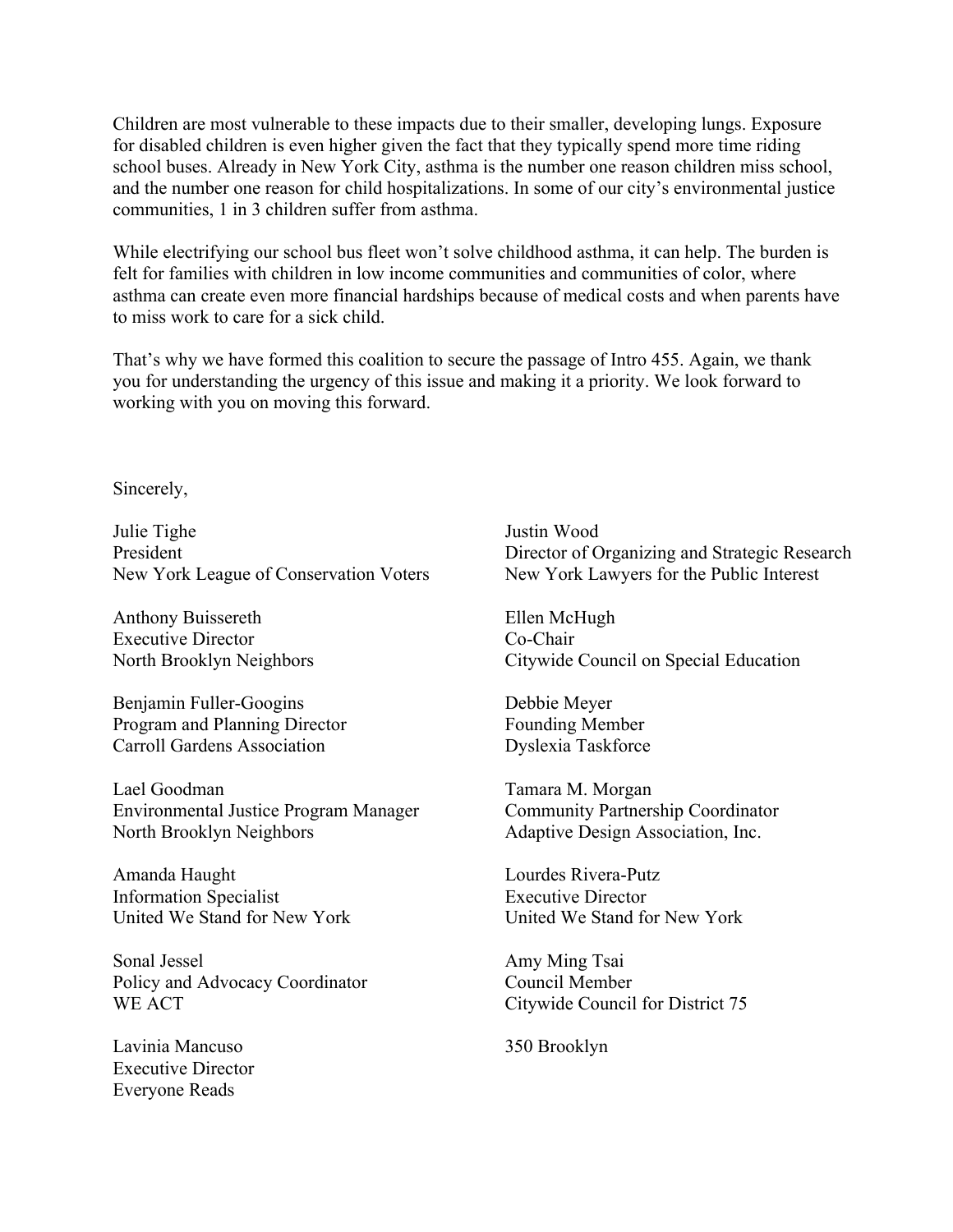Children are most vulnerable to these impacts due to their smaller, developing lungs. Exposure for disabled children is even higher given the fact that they typically spend more time riding school buses. Already in New York City, asthma is the number one reason children miss school, and the number one reason for child hospitalizations. In some of our city's environmental justice communities, 1 in 3 children suffer from asthma.

While electrifying our school bus fleet won't solve childhood asthma, it can help. The burden is felt for families with children in low income communities and communities of color, where asthma can create even more financial hardships because of medical costs and when parents have to miss work to care for a sick child.

That's why we have formed this coalition to secure the passage of Intro 455. Again, we thank you for understanding the urgency of this issue and making it a priority. We look forward to working with you on moving this forward.

Sincerely,

Julie Tighe
President
New York League of Conservation Voters

Anthony Buissereth
Executive Director
North Brooklyn Neighbors

Benjamin Fuller-Googins
Program and Planning Director
Carroll Gardens Association

Lael Goodman
Environmental Justice Program Manager
North Brooklyn Neighbors

Amanda Haught
Information Specialist
United We Stand for New York

Sonal Jessel
Policy and Advocacy Coordinator
WE ACT

Lavinia Mancuso
Executive Director
Everyone Reads

Justin Wood
Director of Organizing and Strategic Research
New York Lawyers for the Public Interest

Ellen McHugh
Co-Chair
Citywide Council on Special Education

Debbie Meyer
Founding Member
Dyslexia Taskforce

Tamara M. Morgan
Community Partnership Coordinator
Adaptive Design Association, Inc.

Lourdes Rivera-Putz
Executive Director
United We Stand for New York

Amy Ming Tsai
Council Member
Citywide Council for District 75

350 Brooklyn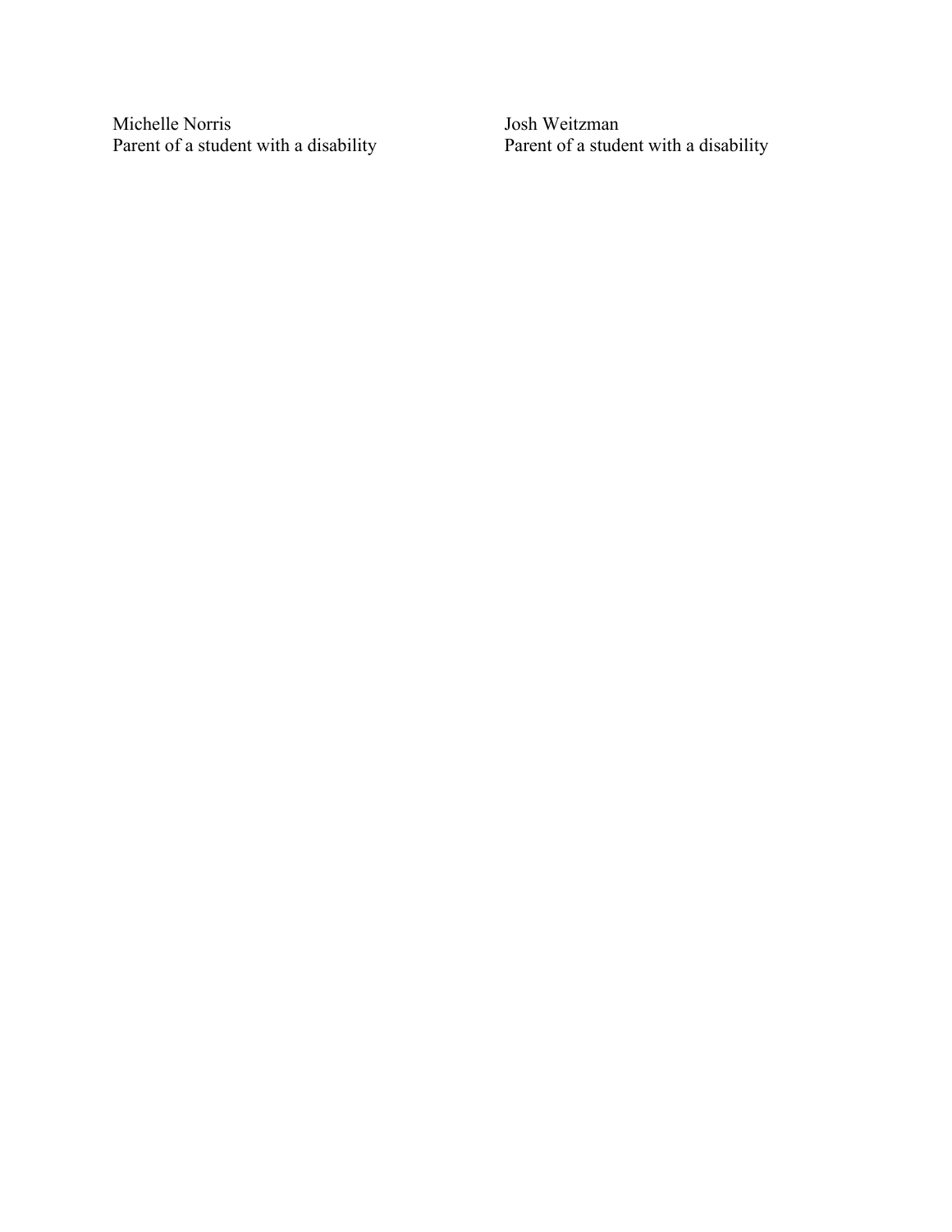Michelle Norris
Parent of a student with a disability

Josh Weitzman
Parent of a student with a disability